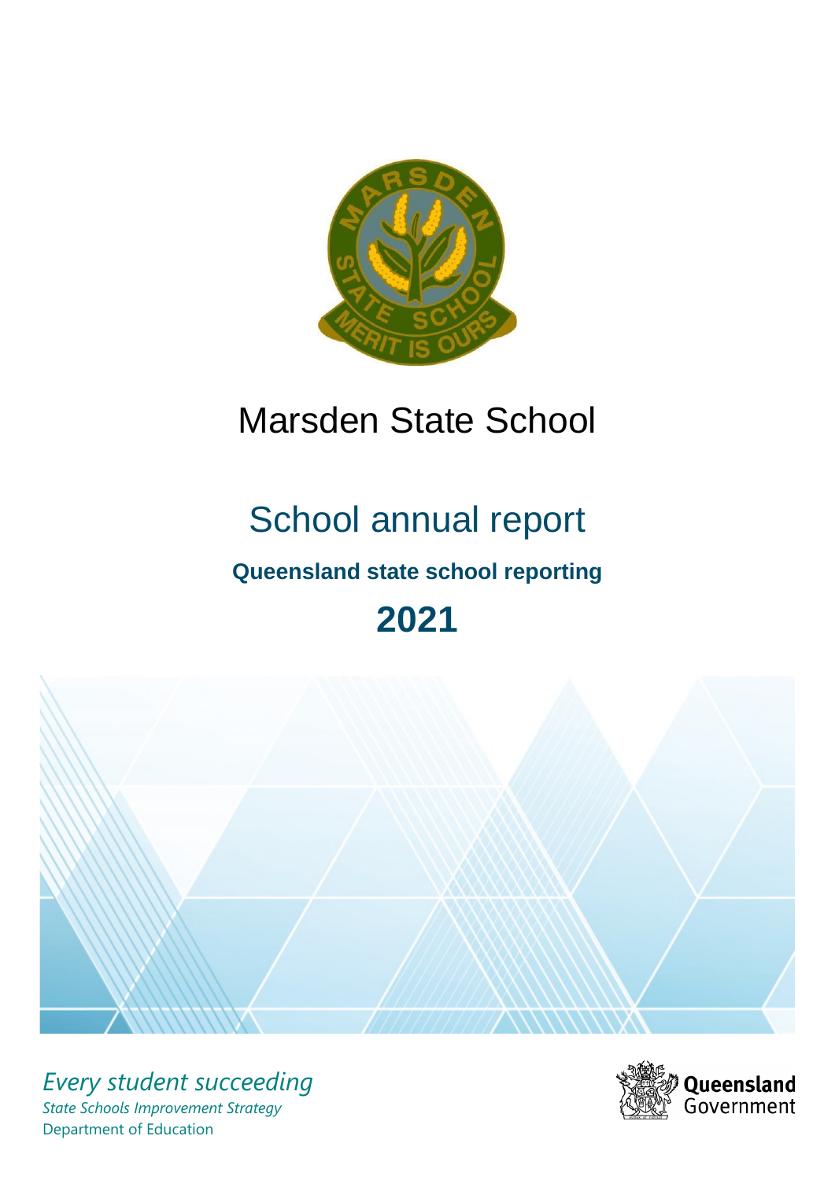# Marsden State School

## School annual report

### Queensland state school reporting

# 2021

*Every student succeeding*

*State Schools Improvement Strategy*

Department of Education

Queensland Government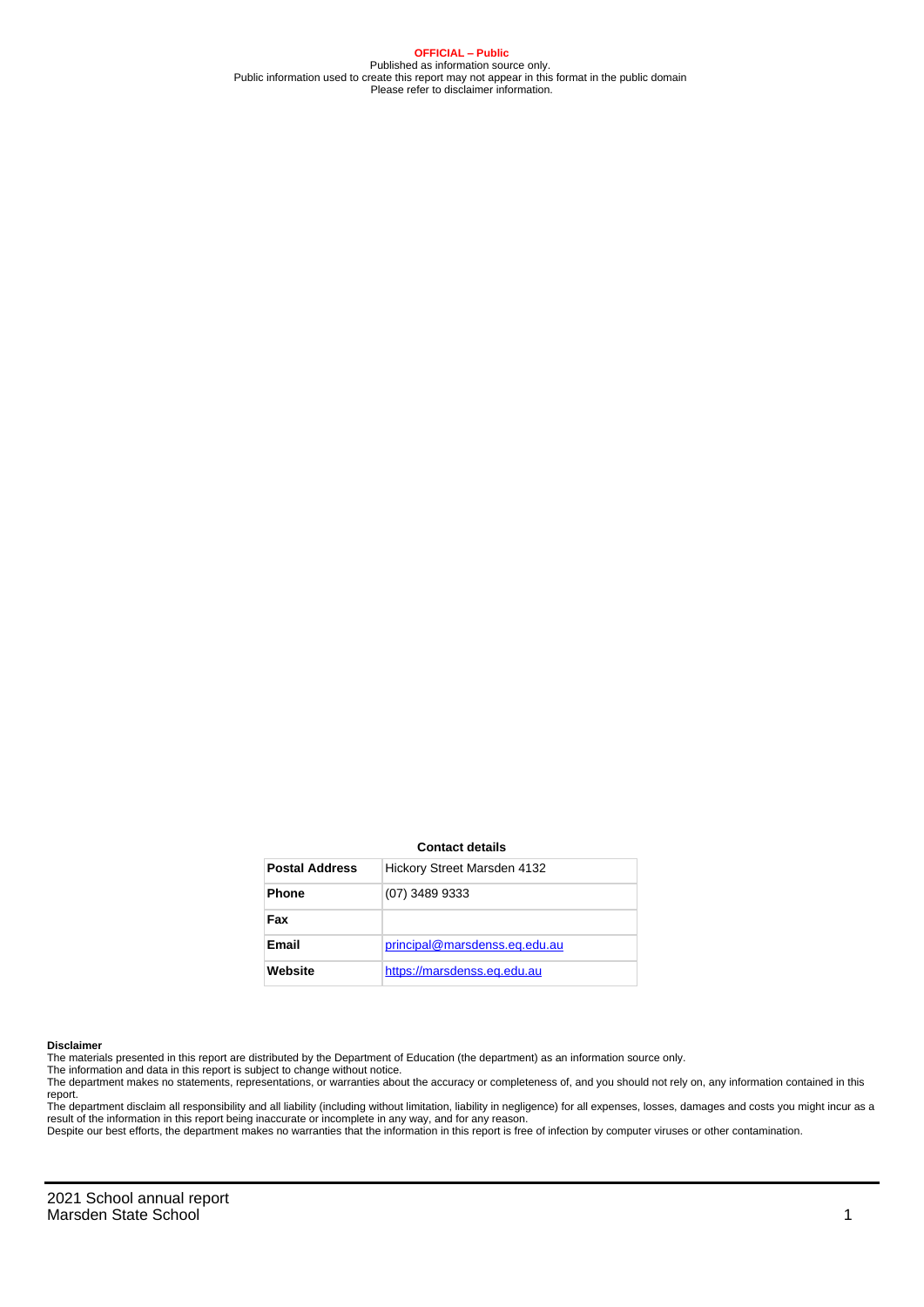**OFFICIAL – Public**
Published as information source only.
Public information used to create this report may not appear in this format in the public domain
Please refer to disclaimer information.

**Contact details**

| Postal Address | Hickory Street Marsden 4132 |
|---|---|
| Phone | (07) 3489 9333 |
| Fax | |
| Email | principal@marsdenss.eq.edu.au |
| Website | https://marsdenss.eq.edu.au |

**Disclaimer**

The materials presented in this report are distributed by the Department of Education (the department) as an information source only.

The information and data in this report is subject to change without notice.

The department makes no statements, representations, or warranties about the accuracy or completeness of, and you should not rely on, any information contained in this report.

The department disclaim all responsibility and all liability (including without limitation, liability in negligence) for all expenses, losses, damages and costs you might incur as a result of the information in this report being inaccurate or incomplete in any way, and for any reason.

Despite our best efforts, the department makes no warranties that the information in this report is free of infection by computer viruses or other contamination.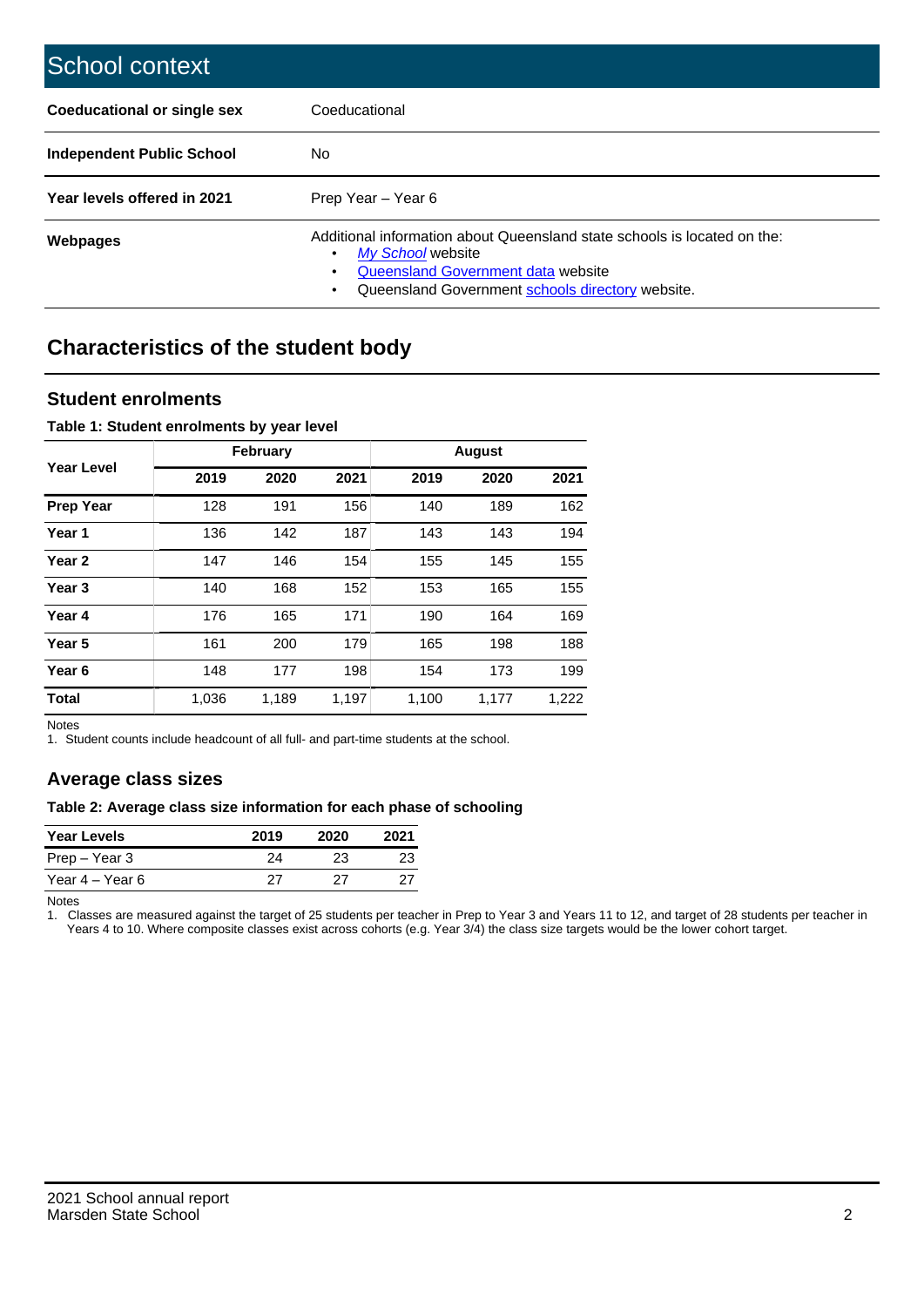# School context

| | |
|---|---|
| **Coeducational or single sex** | Coeducational |
| **Independent Public School** | No |
| **Year levels offered in 2021** | Prep Year – Year 6 |
| **Webpages** | Additional information about Queensland state schools is located on the: <br>• *My School* website <br>• Queensland Government data website <br>• Queensland Government schools directory website. |

## Characteristics of the student body

### Student enrolments

**Table 1: Student enrolments by year level**

| Year Level | February | | | August | | |
|---|---|---|---|---|---|---|
| | **2019** | **2020** | **2021** | **2019** | **2020** | **2021** |
| **Prep Year** | 128 | 191 | 156 | 140 | 189 | 162 |
| **Year 1** | 136 | 142 | 187 | 143 | 143 | 194 |
| **Year 2** | 147 | 146 | 154 | 155 | 145 | 155 |
| **Year 3** | 140 | 168 | 152 | 153 | 165 | 155 |
| **Year 4** | 176 | 165 | 171 | 190 | 164 | 169 |
| **Year 5** | 161 | 200 | 179 | 165 | 198 | 188 |
| **Year 6** | 148 | 177 | 198 | 154 | 173 | 199 |
| **Total** | 1,036 | 1,189 | 1,197 | 1,100 | 1,177 | 1,222 |

Notes

1. Student counts include headcount of all full- and part-time students at the school.

### Average class sizes

**Table 2: Average class size information for each phase of schooling**

| Year Levels | 2019 | 2020 | 2021 |
|---|---|---|---|
| Prep – Year 3 | 24 | 23 | 23 |
| Year 4 – Year 6 | 27 | 27 | 27 |

Notes

1. Classes are measured against the target of 25 students per teacher in Prep to Year 3 and Years 11 to 12, and target of 28 students per teacher in Years 4 to 10. Where composite classes exist across cohorts (e.g. Year 3/4) the class size targets would be the lower cohort target.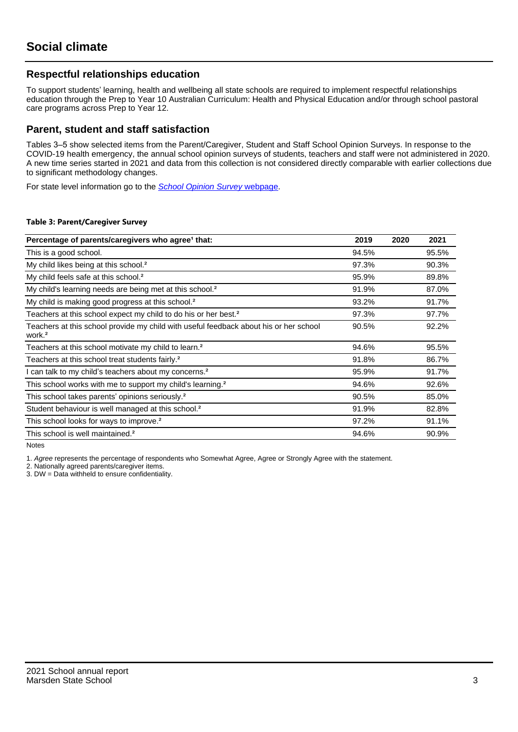# Social climate

## Respectful relationships education

To support students' learning, health and wellbeing all state schools are required to implement respectful relationships education through the Prep to Year 10 Australian Curriculum: Health and Physical Education and/or through school pastoral care programs across Prep to Year 12.

## Parent, student and staff satisfaction

Tables 3–5 show selected items from the Parent/Caregiver, Student and Staff School Opinion Surveys. In response to the COVID-19 health emergency, the annual school opinion surveys of students, teachers and staff were not administered in 2020. A new time series started in 2021 and data from this collection is not considered directly comparable with earlier collections due to significant methodology changes.

For state level information go to the *School Opinion Survey* webpage.

**Table 3: Parent/Caregiver Survey**

| Percentage of parents/caregivers who agree[1] that: | 2019 | 2020 | 2021 |
|---|---|---|---|
| This is a good school. | 94.5% | | 95.5% |
| My child likes being at this school.[2] | 97.3% | | 90.3% |
| My child feels safe at this school.[2] | 95.9% | | 89.8% |
| My child's learning needs are being met at this school.[2] | 91.9% | | 87.0% |
| My child is making good progress at this school.[2] | 93.2% | | 91.7% |
| Teachers at this school expect my child to do his or her best.[2] | 97.3% | | 97.7% |
| Teachers at this school provide my child with useful feedback about his or her school work.[2] | 90.5% | | 92.2% |
| Teachers at this school motivate my child to learn.[2] | 94.6% | | 95.5% |
| Teachers at this school treat students fairly.[2] | 91.8% | | 86.7% |
| I can talk to my child's teachers about my concerns.[2] | 95.9% | | 91.7% |
| This school works with me to support my child's learning.[2] | 94.6% | | 92.6% |
| This school takes parents' opinions seriously.[2] | 90.5% | | 85.0% |
| Student behaviour is well managed at this school.[2] | 91.9% | | 82.8% |
| This school looks for ways to improve.[2] | 97.2% | | 91.1% |
| This school is well maintained.[2] | 94.6% | | 90.9% |

Notes

1. *Agree* represents the percentage of respondents who Somewhat Agree, Agree or Strongly Agree with the statement.
2. Nationally agreed parents/caregiver items.
3. DW = Data withheld to ensure confidentiality.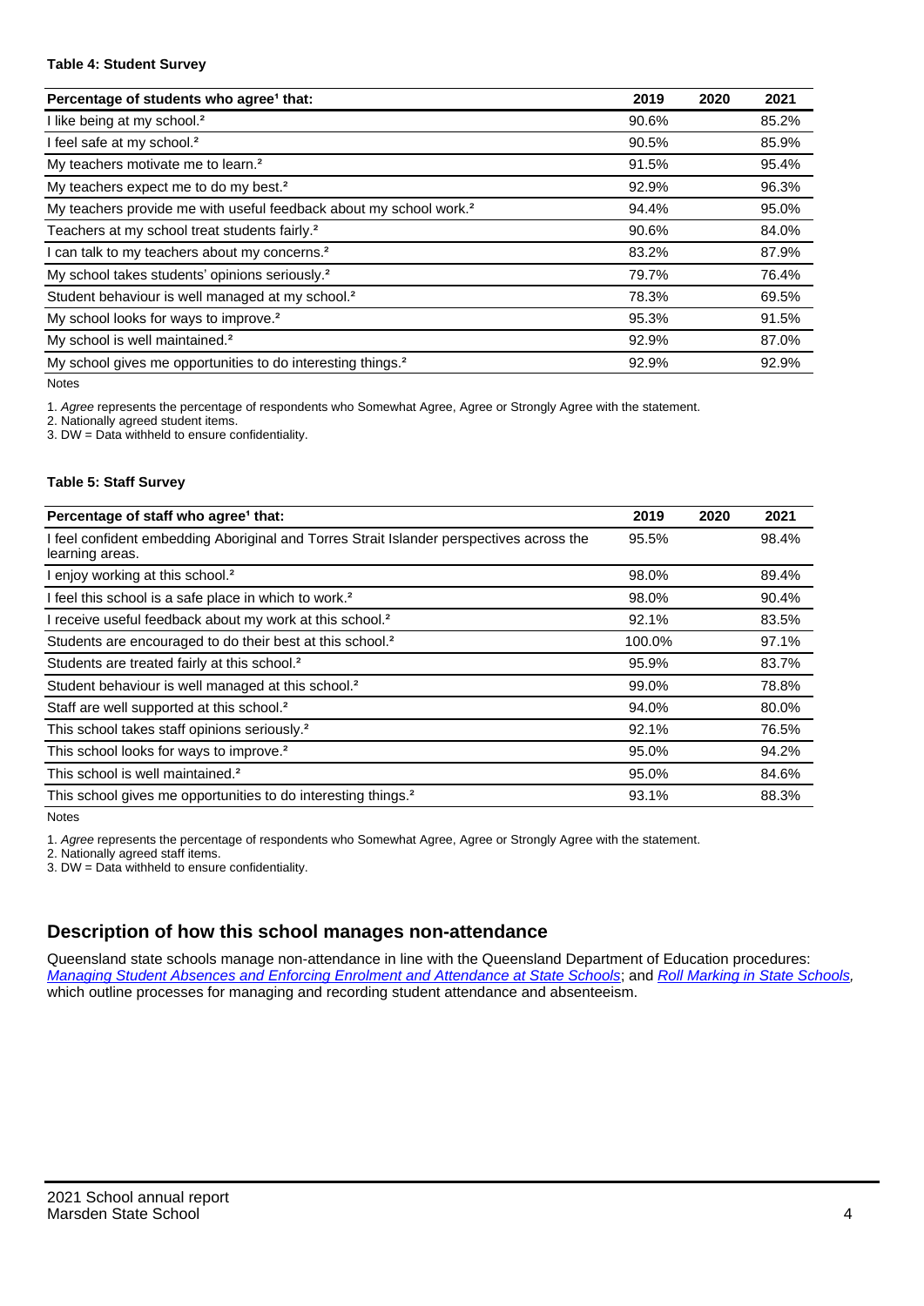**Table 4: Student Survey**

| Percentage of students who agree[1] that: | 2019 | 2020 | 2021 |
|---|---|---|---|
| I like being at my school.[2] | 90.6% | | 85.2% |
| I feel safe at my school.[2] | 90.5% | | 85.9% |
| My teachers motivate me to learn.[2] | 91.5% | | 95.4% |
| My teachers expect me to do my best.[2] | 92.9% | | 96.3% |
| My teachers provide me with useful feedback about my school work.[2] | 94.4% | | 95.0% |
| Teachers at my school treat students fairly.[2] | 90.6% | | 84.0% |
| I can talk to my teachers about my concerns.[2] | 83.2% | | 87.9% |
| My school takes students' opinions seriously.[2] | 79.7% | | 76.4% |
| Student behaviour is well managed at my school.[2] | 78.3% | | 69.5% |
| My school looks for ways to improve.[2] | 95.3% | | 91.5% |
| My school is well maintained.[2] | 92.9% | | 87.0% |
| My school gives me opportunities to do interesting things.[2] | 92.9% | | 92.9% |

Notes

1. *Agree* represents the percentage of respondents who Somewhat Agree, Agree or Strongly Agree with the statement.
2. Nationally agreed student items.
3. DW = Data withheld to ensure confidentiality.

**Table 5: Staff Survey**

| Percentage of staff who agree[1] that: | 2019 | 2020 | 2021 |
|---|---|---|---|
| I feel confident embedding Aboriginal and Torres Strait Islander perspectives across the learning areas. | 95.5% | | 98.4% |
| I enjoy working at this school.[2] | 98.0% | | 89.4% |
| I feel this school is a safe place in which to work.[2] | 98.0% | | 90.4% |
| I receive useful feedback about my work at this school.[2] | 92.1% | | 83.5% |
| Students are encouraged to do their best at this school.[2] | 100.0% | | 97.1% |
| Students are treated fairly at this school.[2] | 95.9% | | 83.7% |
| Student behaviour is well managed at this school.[2] | 99.0% | | 78.8% |
| Staff are well supported at this school.[2] | 94.0% | | 80.0% |
| This school takes staff opinions seriously.[2] | 92.1% | | 76.5% |
| This school looks for ways to improve.[2] | 95.0% | | 94.2% |
| This school is well maintained.[2] | 95.0% | | 84.6% |
| This school gives me opportunities to do interesting things.[2] | 93.1% | | 88.3% |

Notes

1. *Agree* represents the percentage of respondents who Somewhat Agree, Agree or Strongly Agree with the statement.
2. Nationally agreed staff items.
3. DW = Data withheld to ensure confidentiality.

## Description of how this school manages non-attendance

Queensland state schools manage non-attendance in line with the Queensland Department of Education procedures: *Managing Student Absences and Enforcing Enrolment and Attendance at State Schools*; and *Roll Marking in State Schools*, which outline processes for managing and recording student attendance and absenteeism.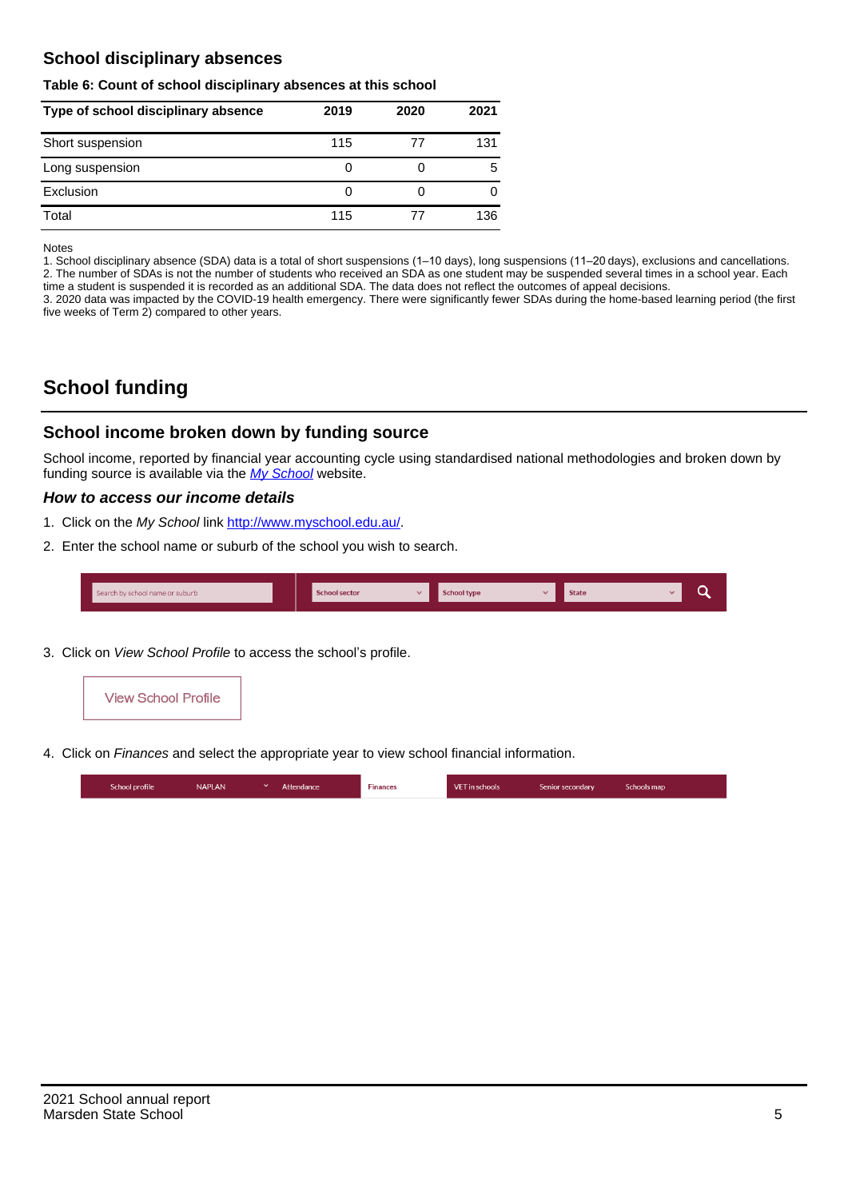## School disciplinary absences

**Table 6: Count of school disciplinary absences at this school**

| Type of school disciplinary absence | 2019 | 2020 | 2021 |
|---|---|---|---|
| Short suspension | 115 | 77 | 131 |
| Long suspension | 0 | 0 | 5 |
| Exclusion | 0 | 0 | 0 |
| Total | 115 | 77 | 136 |

Notes

1. School disciplinary absence (SDA) data is a total of short suspensions (1–10 days), long suspensions (11–20 days), exclusions and cancellations.
2. The number of SDAs is not the number of students who received an SDA as one student may be suspended several times in a school year. Each time a student is suspended it is recorded as an additional SDA. The data does not reflect the outcomes of appeal decisions.
3. 2020 data was impacted by the COVID-19 health emergency. There were significantly fewer SDAs during the home-based learning period (the first five weeks of Term 2) compared to other years.

# School funding

## School income broken down by funding source

School income, reported by financial year accounting cycle using standardised national methodologies and broken down by funding source is available via the *My School* website.

### *How to access our income details*

1. Click on the *My School* link http://www.myschool.edu.au/.
2. Enter the school name or suburb of the school you wish to search.

Search by school name or suburb | School sector | School type | State

3. Click on *View School Profile* to access the school's profile.

View School Profile

4. Click on *Finances* and select the appropriate year to view school financial information.

School profile | NAPLAN | Attendance | Finances | VET in schools | Senior secondary | Schools map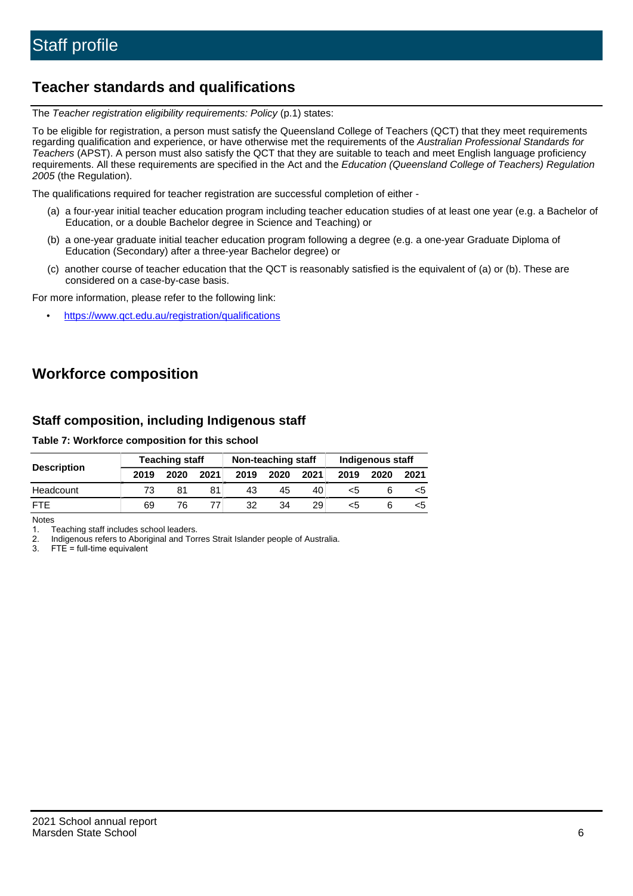# Staff profile

## Teacher standards and qualifications

The *Teacher registration eligibility requirements: Policy* (p.1) states:

To be eligible for registration, a person must satisfy the Queensland College of Teachers (QCT) that they meet requirements regarding qualification and experience, or have otherwise met the requirements of the *Australian Professional Standards for Teachers* (APST). A person must also satisfy the QCT that they are suitable to teach and meet English language proficiency requirements. All these requirements are specified in the Act and the *Education (Queensland College of Teachers) Regulation 2005* (the Regulation).

The qualifications required for teacher registration are successful completion of either -

(a) a four-year initial teacher education program including teacher education studies of at least one year (e.g. a Bachelor of Education, or a double Bachelor degree in Science and Teaching) or

(b) a one-year graduate initial teacher education program following a degree (e.g. a one-year Graduate Diploma of Education (Secondary) after a three-year Bachelor degree) or

(c) another course of teacher education that the QCT is reasonably satisfied is the equivalent of (a) or (b). These are considered on a case-by-case basis.

For more information, please refer to the following link:

- https://www.qct.edu.au/registration/qualifications

## Workforce composition

### Staff composition, including Indigenous staff

**Table 7: Workforce composition for this school**

| Description | Teaching staff | | | Non-teaching staff | | | Indigenous staff | | |
|---|---|---|---|---|---|---|---|---|---|
| | 2019 | 2020 | 2021 | 2019 | 2020 | 2021 | 2019 | 2020 | 2021 |
| Headcount | 73 | 81 | 81 | 43 | 45 | 40 | <5 | 6 | <5 |
| FTE | 69 | 76 | 77 | 32 | 34 | 29 | <5 | 6 | <5 |

Notes

1. Teaching staff includes school leaders.
2. Indigenous refers to Aboriginal and Torres Strait Islander people of Australia.
3. FTE = full-time equivalent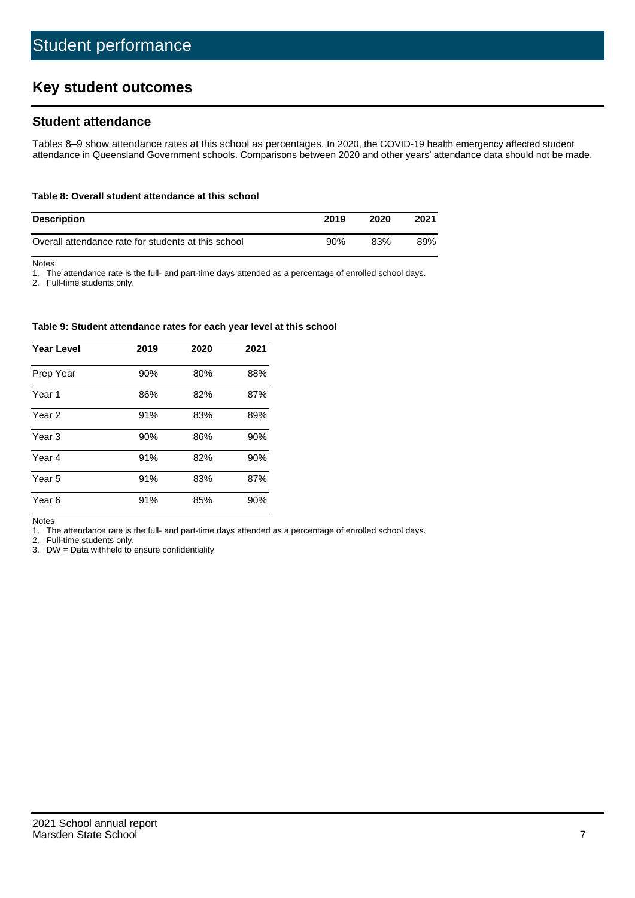# Student performance

## Key student outcomes

### Student attendance

Tables 8–9 show attendance rates at this school as percentages. In 2020, the COVID-19 health emergency affected student attendance in Queensland Government schools. Comparisons between 2020 and other years' attendance data should not be made.

**Table 8: Overall student attendance at this school**

| Description | 2019 | 2020 | 2021 |
|---|---|---|---|
| Overall attendance rate for students at this school | 90% | 83% | 89% |

Notes

1. The attendance rate is the full- and part-time days attended as a percentage of enrolled school days.
2. Full-time students only.

**Table 9: Student attendance rates for each year level at this school**

| Year Level | 2019 | 2020 | 2021 |
|---|---|---|---|
| Prep Year | 90% | 80% | 88% |
| Year 1 | 86% | 82% | 87% |
| Year 2 | 91% | 83% | 89% |
| Year 3 | 90% | 86% | 90% |
| Year 4 | 91% | 82% | 90% |
| Year 5 | 91% | 83% | 87% |
| Year 6 | 91% | 85% | 90% |

Notes

1. The attendance rate is the full- and part-time days attended as a percentage of enrolled school days.
2. Full-time students only.
3. DW = Data withheld to ensure confidentiality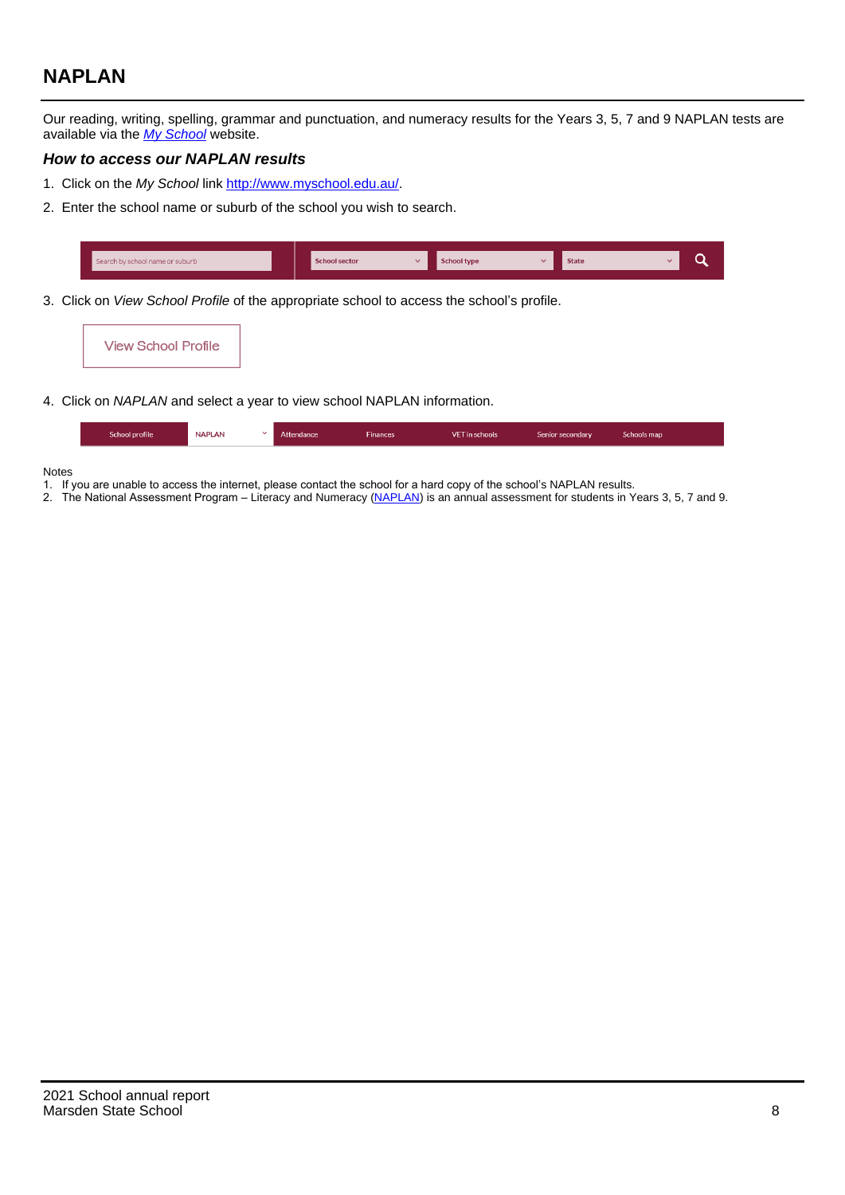## NAPLAN

Our reading, writing, spelling, grammar and punctuation, and numeracy results for the Years 3, 5, 7 and 9 NAPLAN tests are available via the *My School* website.

### *How to access our NAPLAN results*

1. Click on the *My School* link http://www.myschool.edu.au/.
2. Enter the school name or suburb of the school you wish to search.

Search by school name or suburb | School sector | School type | State

3. Click on *View School Profile* of the appropriate school to access the school's profile.

View School Profile

4. Click on *NAPLAN* and select a year to view school NAPLAN information.

School profile | NAPLAN | Attendance | Finances | VET in schools | Senior secondary | Schools map

Notes
1. If you are unable to access the internet, please contact the school for a hard copy of the school's NAPLAN results.
2. The National Assessment Program – Literacy and Numeracy (NAPLAN) is an annual assessment for students in Years 3, 5, 7 and 9.